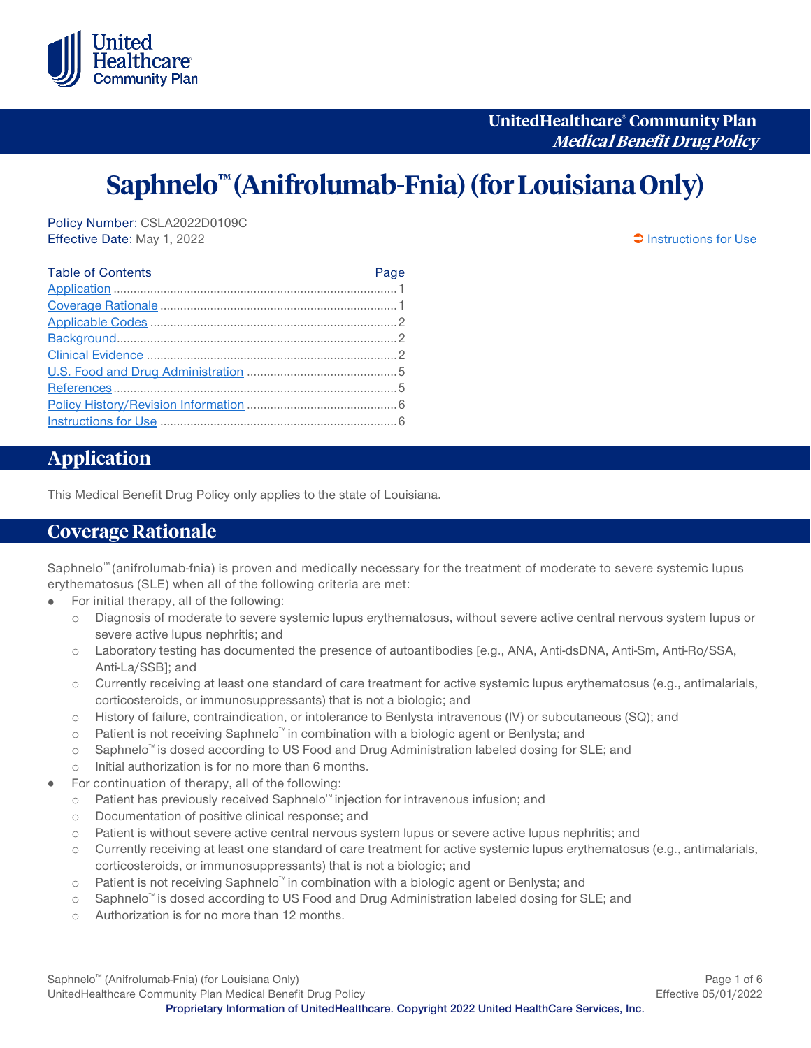UnitedHealthcare® Community Plan
*Medical Benefit Drug Policy*

# Saphnelo™ (Anifrolumab-Fnia) (for Louisiana Only)

Policy Number: CSLA2022D0109C
Effective Date: May 1, 2022

➲ Instructions for Use

| Table of Contents | Page |
|---|---|
| Application | 1 |
| Coverage Rationale | 1 |
| Applicable Codes | 2 |
| Background | 2 |
| Clinical Evidence | 2 |
| U.S. Food and Drug Administration | 5 |
| References | 5 |
| Policy History/Revision Information | 6 |
| Instructions for Use | 6 |

## Application

This Medical Benefit Drug Policy only applies to the state of Louisiana.

## Coverage Rationale

Saphnelo™ (anifrolumab-fnia) is proven and medically necessary for the treatment of moderate to severe systemic lupus erythematosus (SLE) when all of the following criteria are met:

- For initial therapy, all of the following:
  - Diagnosis of moderate to severe systemic lupus erythematosus, without severe active central nervous system lupus or severe active lupus nephritis; and
  - Laboratory testing has documented the presence of autoantibodies [e.g., ANA, Anti-dsDNA, Anti-Sm, Anti-Ro/SSA, Anti-La/SSB]; and
  - Currently receiving at least one standard of care treatment for active systemic lupus erythematosus (e.g., antimalarials, corticosteroids, or immunosuppressants) that is not a biologic; and
  - History of failure, contraindication, or intolerance to Benlysta intravenous (IV) or subcutaneous (SQ); and
  - Patient is not receiving Saphnelo™ in combination with a biologic agent or Benlysta; and
  - Saphnelo™ is dosed according to US Food and Drug Administration labeled dosing for SLE; and
  - Initial authorization is for no more than 6 months.
- For continuation of therapy, all of the following:
  - Patient has previously received Saphnelo™ injection for intravenous infusion; and
  - Documentation of positive clinical response; and
  - Patient is without severe active central nervous system lupus or severe active lupus nephritis; and
  - Currently receiving at least one standard of care treatment for active systemic lupus erythematosus (e.g., antimalarials, corticosteroids, or immunosuppressants) that is not a biologic; and
  - Patient is not receiving Saphnelo™ in combination with a biologic agent or Benlysta; and
  - Saphnelo™ is dosed according to US Food and Drug Administration labeled dosing for SLE; and
  - Authorization is for no more than 12 months.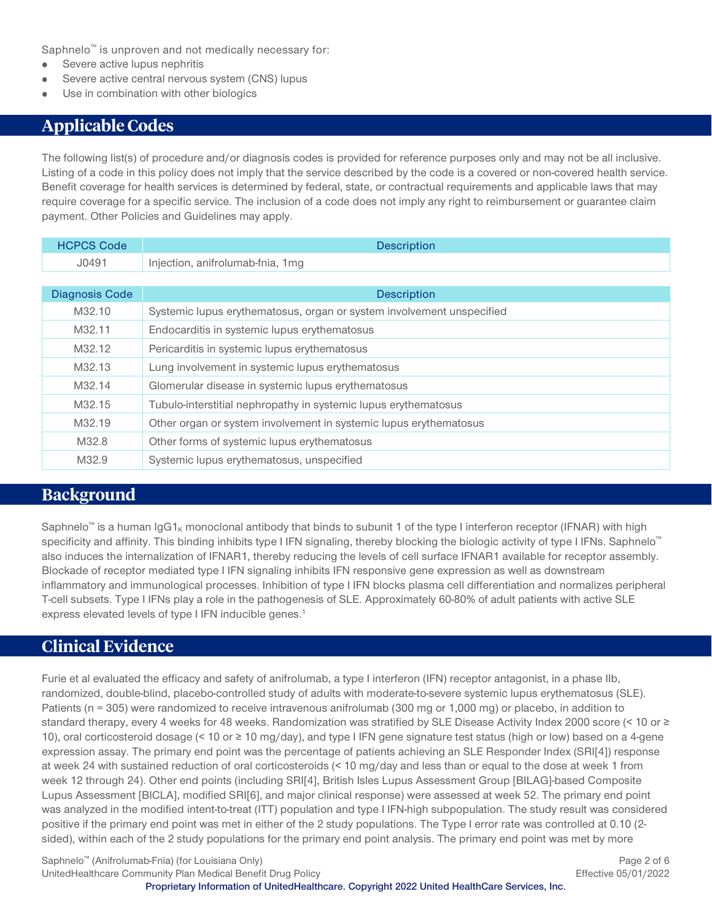Saphnelo™ is unproven and not medically necessary for:

- Severe active lupus nephritis
- Severe active central nervous system (CNS) lupus
- Use in combination with other biologics

## Applicable Codes

The following list(s) of procedure and/or diagnosis codes is provided for reference purposes only and may not be all inclusive. Listing of a code in this policy does not imply that the service described by the code is a covered or non-covered health service. Benefit coverage for health services is determined by federal, state, or contractual requirements and applicable laws that may require coverage for a specific service. The inclusion of a code does not imply any right to reimbursement or guarantee claim payment. Other Policies and Guidelines may apply.

| HCPCS Code | Description |
| --- | --- |
| J0491 | Injection, anifrolumab-fnia, 1mg |

| Diagnosis Code | Description |
| --- | --- |
| M32.10 | Systemic lupus erythematosus, organ or system involvement unspecified |
| M32.11 | Endocarditis in systemic lupus erythematosus |
| M32.12 | Pericarditis in systemic lupus erythematosus |
| M32.13 | Lung involvement in systemic lupus erythematosus |
| M32.14 | Glomerular disease in systemic lupus erythematosus |
| M32.15 | Tubulo-interstitial nephropathy in systemic lupus erythematosus |
| M32.19 | Other organ or system involvement in systemic lupus erythematosus |
| M32.8 | Other forms of systemic lupus erythematosus |
| M32.9 | Systemic lupus erythematosus, unspecified |

## Background

Saphnelo™ is a human $IgG1_{\kappa}$ monoclonal antibody that binds to subunit 1 of the type I interferon receptor (IFNAR) with high specificity and affinity. This binding inhibits type I IFN signaling, thereby blocking the biologic activity of type I IFNs. Saphnelo™ also induces the internalization of IFNAR1, thereby reducing the levels of cell surface IFNAR1 available for receptor assembly. Blockade of receptor mediated type I IFN signaling inhibits IFN responsive gene expression as well as downstream inflammatory and immunological processes. Inhibition of type I IFN blocks plasma cell differentiation and normalizes peripheral T-cell subsets. Type I IFNs play a role in the pathogenesis of SLE. Approximately 60-80% of adult patients with active SLE express elevated levels of type I IFN inducible genes.[1]

## Clinical Evidence

Furie et al evaluated the efficacy and safety of anifrolumab, a type I interferon (IFN) receptor antagonist, in a phase IIb, randomized, double-blind, placebo-controlled study of adults with moderate-to-severe systemic lupus erythematosus (SLE). Patients (n = 305) were randomized to receive intravenous anifrolumab (300 mg or 1,000 mg) or placebo, in addition to standard therapy, every 4 weeks for 48 weeks. Randomization was stratified by SLE Disease Activity Index 2000 score (< 10 or ≥ 10), oral corticosteroid dosage (< 10 or ≥ 10 mg/day), and type I IFN gene signature test status (high or low) based on a 4-gene expression assay. The primary end point was the percentage of patients achieving an SLE Responder Index (SRI[4]) response at week 24 with sustained reduction of oral corticosteroids (< 10 mg/day and less than or equal to the dose at week 1 from week 12 through 24). Other end points (including SRI[4], British Isles Lupus Assessment Group [BILAG]-based Composite Lupus Assessment [BICLA], modified SRI[6], and major clinical response) were assessed at week 52. The primary end point was analyzed in the modified intent-to-treat (ITT) population and type I IFN-high subpopulation. The study result was considered positive if the primary end point was met in either of the 2 study populations. The Type I error rate was controlled at 0.10 (2-sided), within each of the 2 study populations for the primary end point analysis. The primary end point was met by more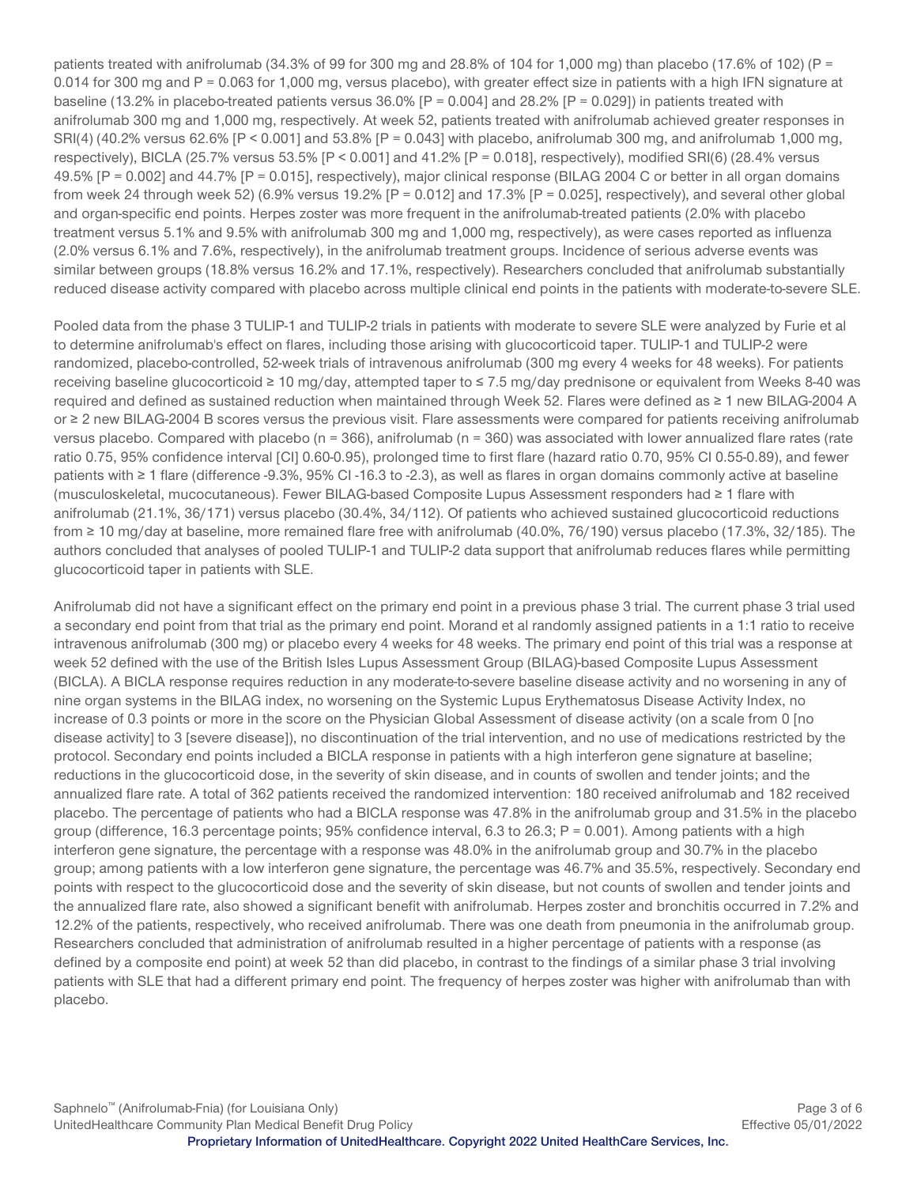patients treated with anifrolumab (34.3% of 99 for 300 mg and 28.8% of 104 for 1,000 mg) than placebo (17.6% of 102) (P = 0.014 for 300 mg and P = 0.063 for 1,000 mg, versus placebo), with greater effect size in patients with a high IFN signature at baseline (13.2% in placebo-treated patients versus 36.0% [P = 0.004] and 28.2% [P = 0.029]) in patients treated with anifrolumab 300 mg and 1,000 mg, respectively. At week 52, patients treated with anifrolumab achieved greater responses in SRI(4) (40.2% versus 62.6% [P < 0.001] and 53.8% [P = 0.043] with placebo, anifrolumab 300 mg, and anifrolumab 1,000 mg, respectively), BICLA (25.7% versus 53.5% [P < 0.001] and 41.2% [P = 0.018], respectively), modified SRI(6) (28.4% versus 49.5% [P = 0.002] and 44.7% [P = 0.015], respectively), major clinical response (BILAG 2004 C or better in all organ domains from week 24 through week 52) (6.9% versus 19.2% [P = 0.012] and 17.3% [P = 0.025], respectively), and several other global and organ-specific end points. Herpes zoster was more frequent in the anifrolumab-treated patients (2.0% with placebo treatment versus 5.1% and 9.5% with anifrolumab 300 mg and 1,000 mg, respectively), as were cases reported as influenza (2.0% versus 6.1% and 7.6%, respectively), in the anifrolumab treatment groups. Incidence of serious adverse events was similar between groups (18.8% versus 16.2% and 17.1%, respectively). Researchers concluded that anifrolumab substantially reduced disease activity compared with placebo across multiple clinical end points in the patients with moderate-to-severe SLE.

Pooled data from the phase 3 TULIP-1 and TULIP-2 trials in patients with moderate to severe SLE were analyzed by Furie et al to determine anifrolumab's effect on flares, including those arising with glucocorticoid taper. TULIP-1 and TULIP-2 were randomized, placebo-controlled, 52-week trials of intravenous anifrolumab (300 mg every 4 weeks for 48 weeks). For patients receiving baseline glucocorticoid ≥ 10 mg/day, attempted taper to ≤ 7.5 mg/day prednisone or equivalent from Weeks 8-40 was required and defined as sustained reduction when maintained through Week 52. Flares were defined as ≥ 1 new BILAG-2004 A or ≥ 2 new BILAG-2004 B scores versus the previous visit. Flare assessments were compared for patients receiving anifrolumab versus placebo. Compared with placebo (n = 366), anifrolumab (n = 360) was associated with lower annualized flare rates (rate ratio 0.75, 95% confidence interval [CI] 0.60-0.95), prolonged time to first flare (hazard ratio 0.70, 95% CI 0.55-0.89), and fewer patients with ≥ 1 flare (difference -9.3%, 95% CI -16.3 to -2.3), as well as flares in organ domains commonly active at baseline (musculoskeletal, mucocutaneous). Fewer BILAG-based Composite Lupus Assessment responders had ≥ 1 flare with anifrolumab (21.1%, 36/171) versus placebo (30.4%, 34/112). Of patients who achieved sustained glucocorticoid reductions from ≥ 10 mg/day at baseline, more remained flare free with anifrolumab (40.0%, 76/190) versus placebo (17.3%, 32/185). The authors concluded that analyses of pooled TULIP-1 and TULIP-2 data support that anifrolumab reduces flares while permitting glucocorticoid taper in patients with SLE.

Anifrolumab did not have a significant effect on the primary end point in a previous phase 3 trial. The current phase 3 trial used a secondary end point from that trial as the primary end point. Morand et al randomly assigned patients in a 1:1 ratio to receive intravenous anifrolumab (300 mg) or placebo every 4 weeks for 48 weeks. The primary end point of this trial was a response at week 52 defined with the use of the British Isles Lupus Assessment Group (BILAG)-based Composite Lupus Assessment (BICLA). A BICLA response requires reduction in any moderate-to-severe baseline disease activity and no worsening in any of nine organ systems in the BILAG index, no worsening on the Systemic Lupus Erythematosus Disease Activity Index, no increase of 0.3 points or more in the score on the Physician Global Assessment of disease activity (on a scale from 0 [no disease activity] to 3 [severe disease]), no discontinuation of the trial intervention, and no use of medications restricted by the protocol. Secondary end points included a BICLA response in patients with a high interferon gene signature at baseline; reductions in the glucocorticoid dose, in the severity of skin disease, and in counts of swollen and tender joints; and the annualized flare rate. A total of 362 patients received the randomized intervention: 180 received anifrolumab and 182 received placebo. The percentage of patients who had a BICLA response was 47.8% in the anifrolumab group and 31.5% in the placebo group (difference, 16.3 percentage points; 95% confidence interval, 6.3 to 26.3; P = 0.001). Among patients with a high interferon gene signature, the percentage with a response was 48.0% in the anifrolumab group and 30.7% in the placebo group; among patients with a low interferon gene signature, the percentage was 46.7% and 35.5%, respectively. Secondary end points with respect to the glucocorticoid dose and the severity of skin disease, but not counts of swollen and tender joints and the annualized flare rate, also showed a significant benefit with anifrolumab. Herpes zoster and bronchitis occurred in 7.2% and 12.2% of the patients, respectively, who received anifrolumab. There was one death from pneumonia in the anifrolumab group. Researchers concluded that administration of anifrolumab resulted in a higher percentage of patients with a response (as defined by a composite end point) at week 52 than did placebo, in contrast to the findings of a similar phase 3 trial involving patients with SLE that had a different primary end point. The frequency of herpes zoster was higher with anifrolumab than with placebo.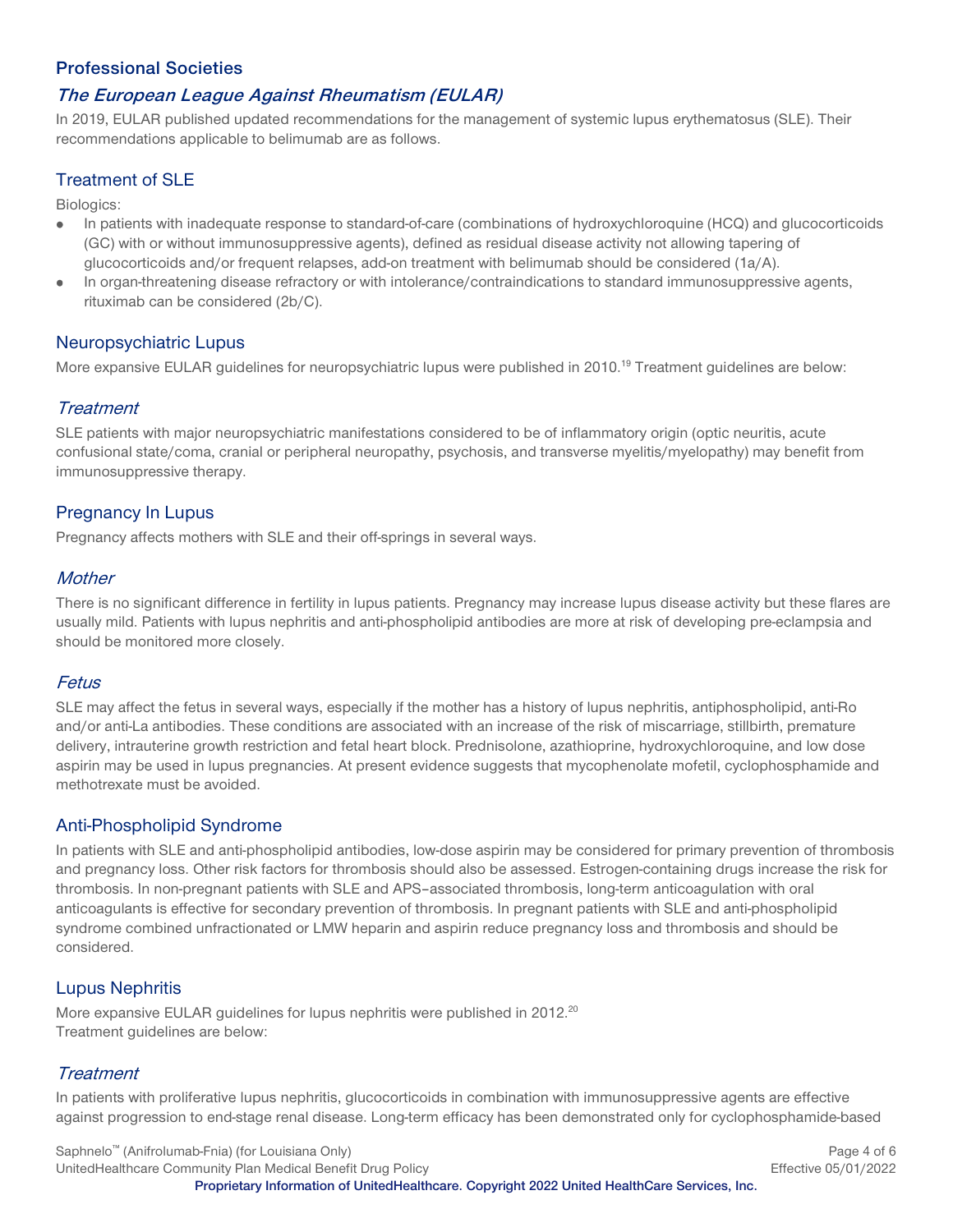## Professional Societies

### *The European League Against Rheumatism (EULAR)*

In 2019, EULAR published updated recommendations for the management of systemic lupus erythematosus (SLE). Their recommendations applicable to belimumab are as follows.

### Treatment of SLE

Biologics:

- In patients with inadequate response to standard-of-care (combinations of hydroxychloroquine (HCQ) and glucocorticoids (GC) with or without immunosuppressive agents), defined as residual disease activity not allowing tapering of glucocorticoids and/or frequent relapses, add-on treatment with belimumab should be considered (1a/A).
- In organ-threatening disease refractory or with intolerance/contraindications to standard immunosuppressive agents, rituximab can be considered (2b/C).

### Neuropsychiatric Lupus

More expansive EULAR guidelines for neuropsychiatric lupus were published in 2010.[19] Treatment guidelines are below:

#### *Treatment*

SLE patients with major neuropsychiatric manifestations considered to be of inflammatory origin (optic neuritis, acute confusional state/coma, cranial or peripheral neuropathy, psychosis, and transverse myelitis/myelopathy) may benefit from immunosuppressive therapy.

### Pregnancy In Lupus

Pregnancy affects mothers with SLE and their off-springs in several ways.

#### *Mother*

There is no significant difference in fertility in lupus patients. Pregnancy may increase lupus disease activity but these flares are usually mild. Patients with lupus nephritis and anti-phospholipid antibodies are more at risk of developing pre-eclampsia and should be monitored more closely.

#### *Fetus*

SLE may affect the fetus in several ways, especially if the mother has a history of lupus nephritis, antiphospholipid, anti-Ro and/or anti-La antibodies. These conditions are associated with an increase of the risk of miscarriage, stillbirth, premature delivery, intrauterine growth restriction and fetal heart block. Prednisolone, azathioprine, hydroxychloroquine, and low dose aspirin may be used in lupus pregnancies. At present evidence suggests that mycophenolate mofetil, cyclophosphamide and methotrexate must be avoided.

### Anti-Phospholipid Syndrome

In patients with SLE and anti-phospholipid antibodies, low-dose aspirin may be considered for primary prevention of thrombosis and pregnancy loss. Other risk factors for thrombosis should also be assessed. Estrogen-containing drugs increase the risk for thrombosis. In non-pregnant patients with SLE and APS–associated thrombosis, long-term anticoagulation with oral anticoagulants is effective for secondary prevention of thrombosis. In pregnant patients with SLE and anti-phospholipid syndrome combined unfractionated or LMW heparin and aspirin reduce pregnancy loss and thrombosis and should be considered.

### Lupus Nephritis

More expansive EULAR guidelines for lupus nephritis were published in 2012.[20]
Treatment guidelines are below:

#### *Treatment*

In patients with proliferative lupus nephritis, glucocorticoids in combination with immunosuppressive agents are effective against progression to end-stage renal disease. Long-term efficacy has been demonstrated only for cyclophosphamide-based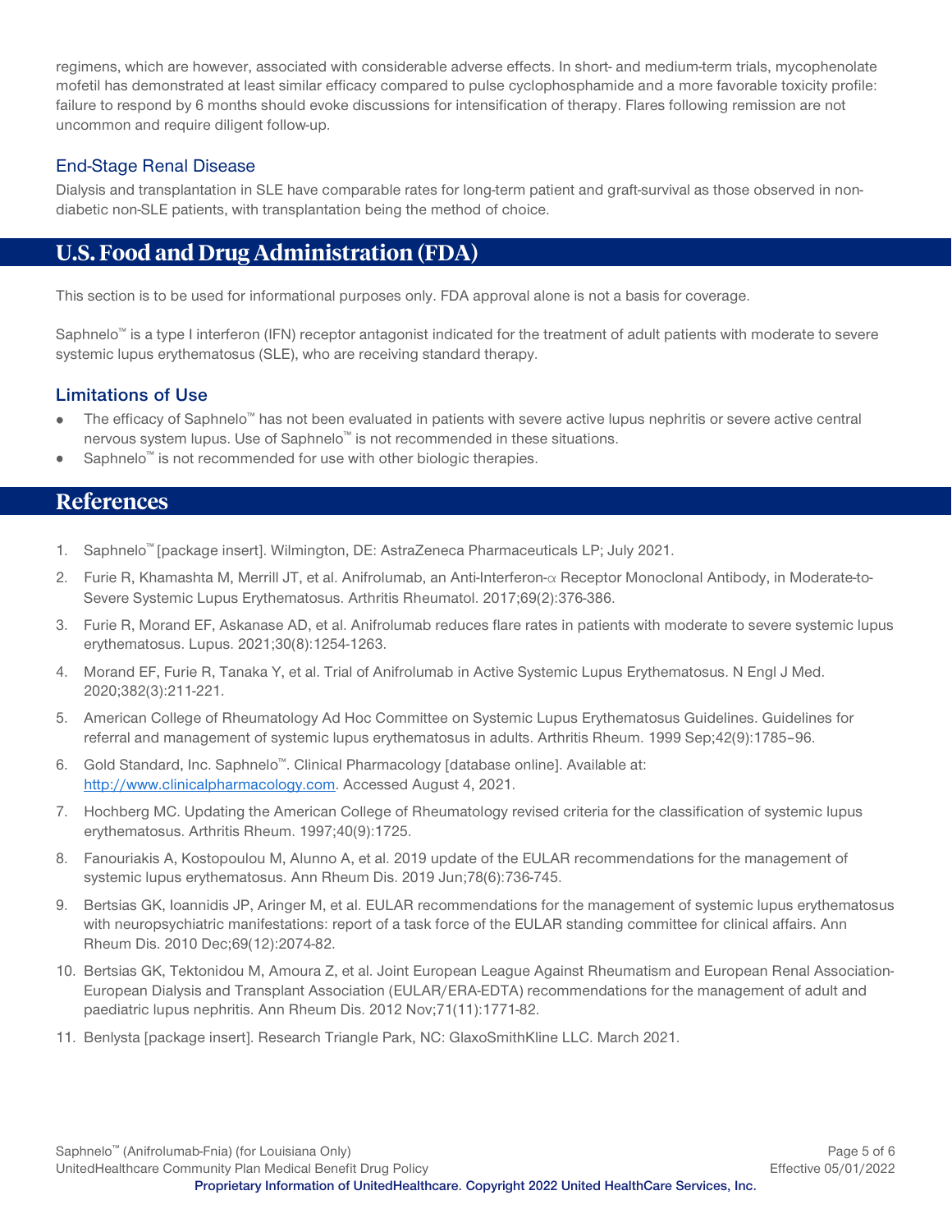regimens, which are however, associated with considerable adverse effects. In short- and medium-term trials, mycophenolate mofetil has demonstrated at least similar efficacy compared to pulse cyclophosphamide and a more favorable toxicity profile: failure to respond by 6 months should evoke discussions for intensification of therapy. Flares following remission are not uncommon and require diligent follow-up.

### End-Stage Renal Disease

Dialysis and transplantation in SLE have comparable rates for long-term patient and graft-survival as those observed in non-diabetic non-SLE patients, with transplantation being the method of choice.

## U.S. Food and Drug Administration (FDA)

This section is to be used for informational purposes only. FDA approval alone is not a basis for coverage.

Saphnelo™ is a type I interferon (IFN) receptor antagonist indicated for the treatment of adult patients with moderate to severe systemic lupus erythematosus (SLE), who are receiving standard therapy.

### Limitations of Use

- The efficacy of Saphnelo™ has not been evaluated in patients with severe active lupus nephritis or severe active central nervous system lupus. Use of Saphnelo™ is not recommended in these situations.
- Saphnelo™ is not recommended for use with other biologic therapies.

## References

1. Saphnelo™ [package insert]. Wilmington, DE: AstraZeneca Pharmaceuticals LP; July 2021.
2. Furie R, Khamashta M, Merrill JT, et al. Anifrolumab, an Anti-Interferon-α Receptor Monoclonal Antibody, in Moderate-to-Severe Systemic Lupus Erythematosus. Arthritis Rheumatol. 2017;69(2):376-386.
3. Furie R, Morand EF, Askanase AD, et al. Anifrolumab reduces flare rates in patients with moderate to severe systemic lupus erythematosus. Lupus. 2021;30(8):1254-1263.
4. Morand EF, Furie R, Tanaka Y, et al. Trial of Anifrolumab in Active Systemic Lupus Erythematosus. N Engl J Med. 2020;382(3):211-221.
5. American College of Rheumatology Ad Hoc Committee on Systemic Lupus Erythematosus Guidelines. Guidelines for referral and management of systemic lupus erythematosus in adults. Arthritis Rheum. 1999 Sep;42(9):1785–96.
6. Gold Standard, Inc. Saphnelo™. Clinical Pharmacology [database online]. Available at: http://www.clinicalpharmacology.com. Accessed August 4, 2021.
7. Hochberg MC. Updating the American College of Rheumatology revised criteria for the classification of systemic lupus erythematosus. Arthritis Rheum. 1997;40(9):1725.
8. Fanouriakis A, Kostopoulou M, Alunno A, et al. 2019 update of the EULAR recommendations for the management of systemic lupus erythematosus. Ann Rheum Dis. 2019 Jun;78(6):736-745.
9. Bertsias GK, Ioannidis JP, Aringer M, et al. EULAR recommendations for the management of systemic lupus erythematosus with neuropsychiatric manifestations: report of a task force of the EULAR standing committee for clinical affairs. Ann Rheum Dis. 2010 Dec;69(12):2074-82.
10. Bertsias GK, Tektonidou M, Amoura Z, et al. Joint European League Against Rheumatism and European Renal Association-European Dialysis and Transplant Association (EULAR/ERA-EDTA) recommendations for the management of adult and paediatric lupus nephritis. Ann Rheum Dis. 2012 Nov;71(11):1771-82.
11. Benlysta [package insert]. Research Triangle Park, NC: GlaxoSmithKline LLC. March 2021.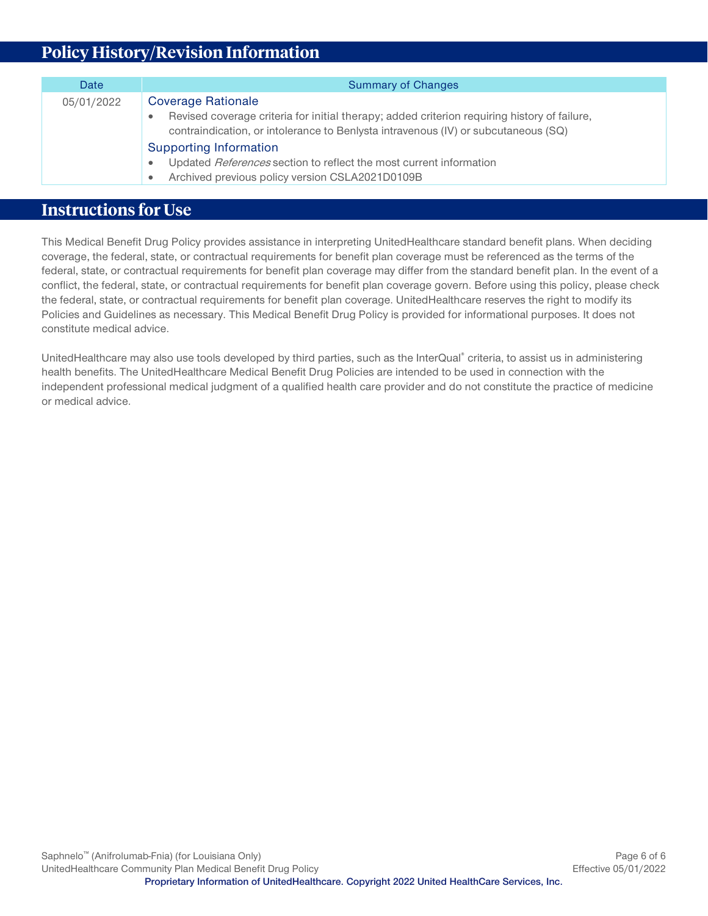## Policy History/Revision Information

| Date | Summary of Changes |
|---|---|
| 05/01/2022 | **Coverage Rationale**<br>• Revised coverage criteria for initial therapy; added criterion requiring history of failure, contraindication, or intolerance to Benlysta intravenous (IV) or subcutaneous (SQ)<br>**Supporting Information**<br>• Updated *References* section to reflect the most current information<br>• Archived previous policy version CSLA2021D0109B |

## Instructions for Use

This Medical Benefit Drug Policy provides assistance in interpreting UnitedHealthcare standard benefit plans. When deciding coverage, the federal, state, or contractual requirements for benefit plan coverage must be referenced as the terms of the federal, state, or contractual requirements for benefit plan coverage may differ from the standard benefit plan. In the event of a conflict, the federal, state, or contractual requirements for benefit plan coverage govern. Before using this policy, please check the federal, state, or contractual requirements for benefit plan coverage. UnitedHealthcare reserves the right to modify its Policies and Guidelines as necessary. This Medical Benefit Drug Policy is provided for informational purposes. It does not constitute medical advice.

UnitedHealthcare may also use tools developed by third parties, such as the InterQual® criteria, to assist us in administering health benefits. The UnitedHealthcare Medical Benefit Drug Policies are intended to be used in connection with the independent professional medical judgment of a qualified health care provider and do not constitute the practice of medicine or medical advice.